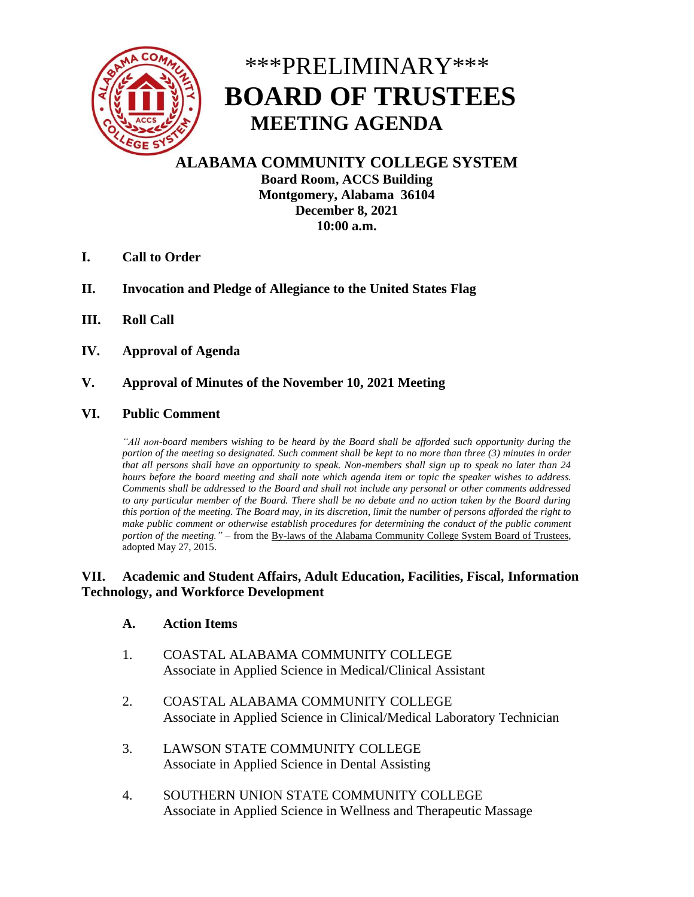# \*\*\*PRELIMINARY\*\*\*
# BOARD OF TRUSTEES
## MEETING AGENDA

**ALABAMA COMMUNITY COLLEGE SYSTEM**
**Board Room, ACCS Building**
**Montgomery, Alabama 36104**
**December 8, 2021**
**10:00 a.m.**

**I. Call to Order**

**II. Invocation and Pledge of Allegiance to the United States Flag**

**III. Roll Call**

**IV. Approval of Agenda**

**V. Approval of Minutes of the November 10, 2021 Meeting**

**VI. Public Comment**

*"All non-board members wishing to be heard by the Board shall be afforded such opportunity during the portion of the meeting so designated. Such comment shall be kept to no more than three (3) minutes in order that all persons shall have an opportunity to speak. Non-members shall sign up to speak no later than 24 hours before the board meeting and shall note which agenda item or topic the speaker wishes to address. Comments shall be addressed to the Board and shall not include any personal or other comments addressed to any particular member of the Board. There shall be no debate and no action taken by the Board during this portion of the meeting. The Board may, in its discretion, limit the number of persons afforded the right to make public comment or otherwise establish procedures for determining the conduct of the public comment portion of the meeting."* – from the By-laws of the Alabama Community College System Board of Trustees, adopted May 27, 2015.

**VII. Academic and Student Affairs, Adult Education, Facilities, Fiscal, Information Technology, and Workforce Development**

**A. Action Items**

1. COASTAL ALABAMA COMMUNITY COLLEGE
   Associate in Applied Science in Medical/Clinical Assistant

2. COASTAL ALABAMA COMMUNITY COLLEGE
   Associate in Applied Science in Clinical/Medical Laboratory Technician

3. LAWSON STATE COMMUNITY COLLEGE
   Associate in Applied Science in Dental Assisting

4. SOUTHERN UNION STATE COMMUNITY COLLEGE
   Associate in Applied Science in Wellness and Therapeutic Massage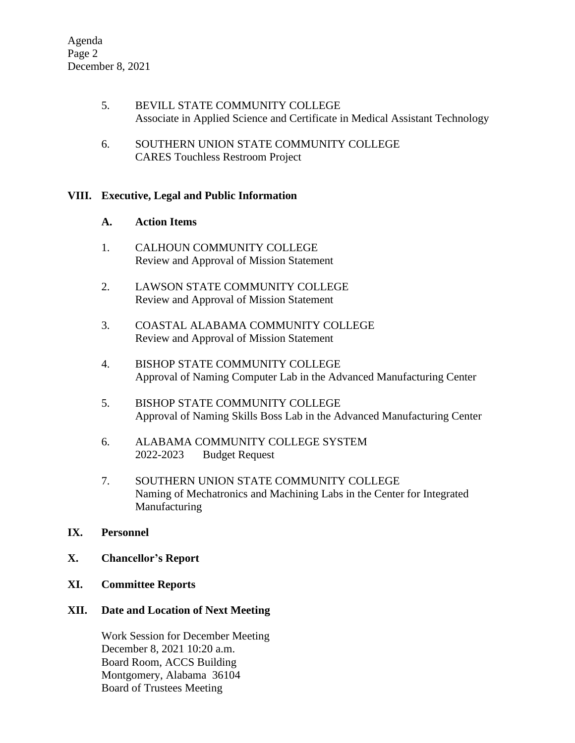5. BEVILL STATE COMMUNITY COLLEGE
   Associate in Applied Science and Certificate in Medical Assistant Technology

6. SOUTHERN UNION STATE COMMUNITY COLLEGE
   CARES Touchless Restroom Project

## VIII. Executive, Legal and Public Information

### A. Action Items

1. CALHOUN COMMUNITY COLLEGE
   Review and Approval of Mission Statement

2. LAWSON STATE COMMUNITY COLLEGE
   Review and Approval of Mission Statement

3. COASTAL ALABAMA COMMUNITY COLLEGE
   Review and Approval of Mission Statement

4. BISHOP STATE COMMUNITY COLLEGE
   Approval of Naming Computer Lab in the Advanced Manufacturing Center

5. BISHOP STATE COMMUNITY COLLEGE
   Approval of Naming Skills Boss Lab in the Advanced Manufacturing Center

6. ALABAMA COMMUNITY COLLEGE SYSTEM
   2022-2023 Budget Request

7. SOUTHERN UNION STATE COMMUNITY COLLEGE
   Naming of Mechatronics and Machining Labs in the Center for Integrated Manufacturing

## IX. Personnel

## X. Chancellor's Report

## XI. Committee Reports

## XII. Date and Location of Next Meeting

Work Session for December Meeting
December 8, 2021 10:20 a.m.
Board Room, ACCS Building
Montgomery, Alabama 36104
Board of Trustees Meeting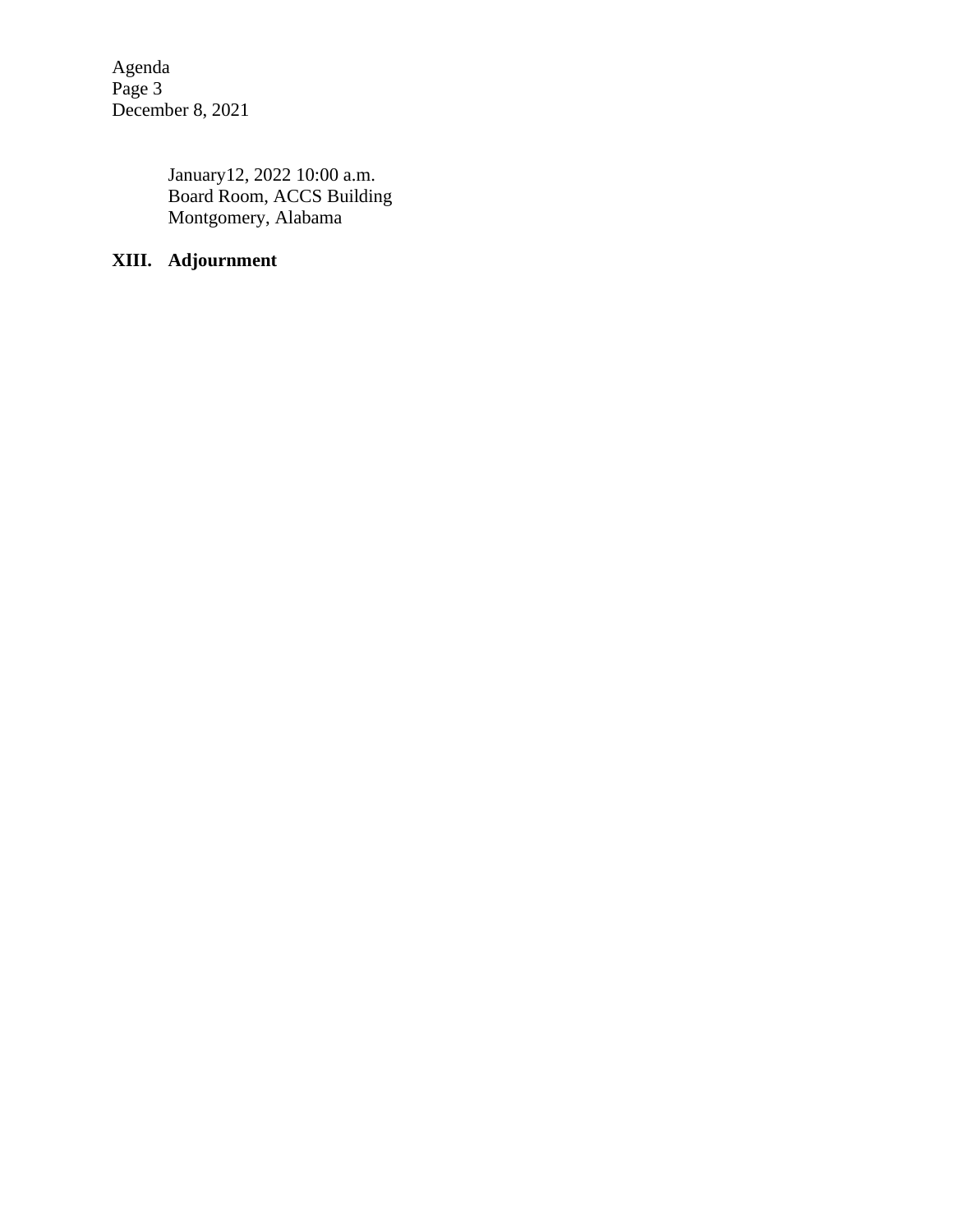January12, 2022 10:00 a.m.
Board Room, ACCS Building
Montgomery, Alabama

**XIII. Adjournment**